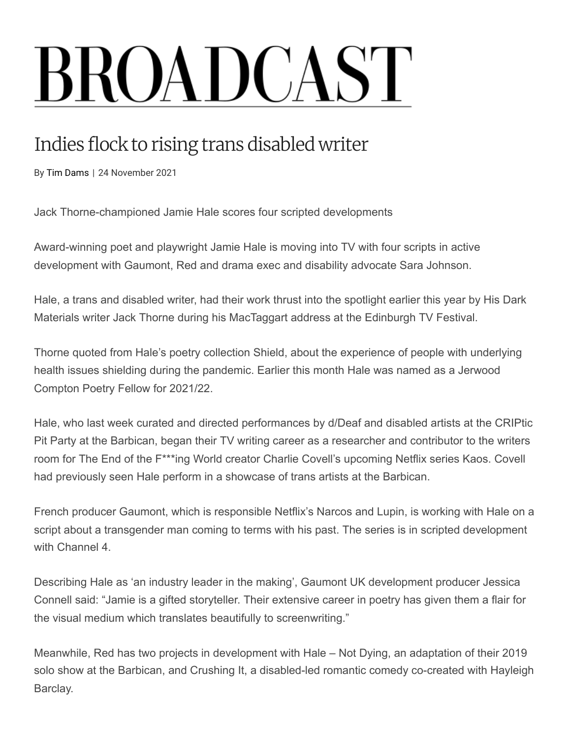# BROADCAST

## Indies flock to rising trans disabled writer

By Tim Dams | 24 November 2021

Jack Thorne-championed Jamie Hale scores four scripted developments

Award-winning poet and playwright Jamie Hale is moving into TV with four scripts in active development with Gaumont, Red and drama exec and disability advocate Sara Johnson.

Hale, a trans and disabled writer, had their work thrust into the spotlight earlier this year by His Dark Materials writer Jack Thorne during his MacTaggart address at the Edinburgh TV Festival.

Thorne quoted from Hale's poetry collection Shield, about the experience of people with underlying health issues shielding during the pandemic. Earlier this month Hale was named as a Jerwood Compton Poetry Fellow for 2021/22.

Hale, who last week curated and directed performances by d/Deaf and disabled artists at the CRIPtic Pit Party at the Barbican, began their TV writing career as a researcher and contributor to the writers room for The End of the F***ing World creator Charlie Covell's upcoming Netflix series Kaos. Covell had previously seen Hale perform in a showcase of trans artists at the Barbican.

French producer Gaumont, which is responsible Netflix's Narcos and Lupin, is working with Hale on a script about a transgender man coming to terms with his past. The series is in scripted development with Channel 4.

Describing Hale as 'an industry leader in the making', Gaumont UK development producer Jessica Connell said: "Jamie is a gifted storyteller. Their extensive career in poetry has given them a flair for the visual medium which translates beautifully to screenwriting."

Meanwhile, Red has two projects in development with Hale – Not Dying, an adaptation of their 2019 solo show at the Barbican, and Crushing It, a disabled-led romantic comedy co-created with Hayleigh Barclay.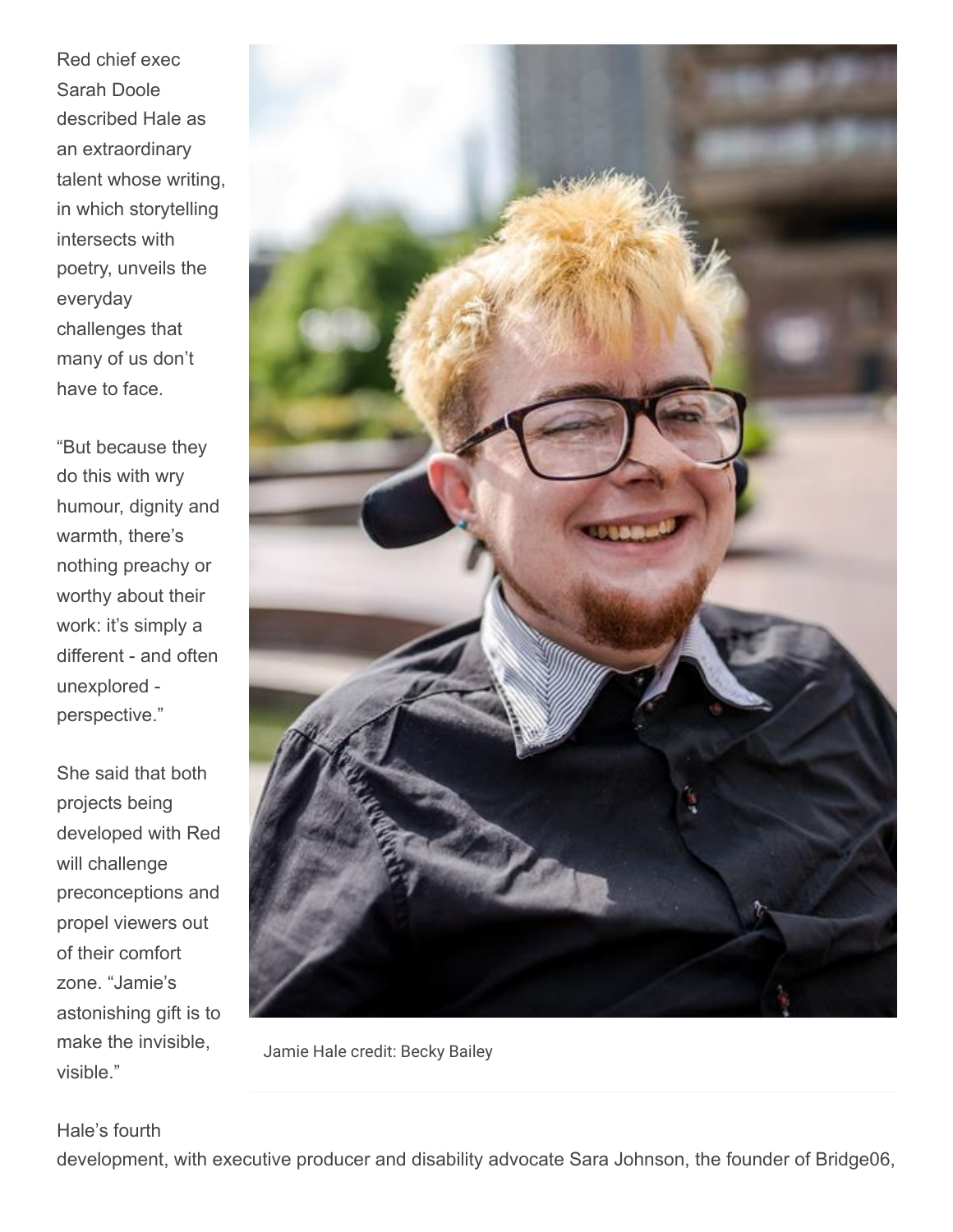Red chief exec Sarah Doole described Hale as an extraordinary talent whose writing, in which storytelling intersects with poetry, unveils the everyday challenges that many of us don't have to face.

"But because they do this with wry humour, dignity and warmth, there's nothing preachy or worthy about their work: it's simply a different - and often unexplored - perspective."

She said that both projects being developed with Red will challenge preconceptions and propel viewers out of their comfort zone. "Jamie's astonishing gift is to make the invisible, visible."

Jamie Hale credit: Becky Bailey

Hale's fourth development, with executive producer and disability advocate Sara Johnson, the founder of Bridge06,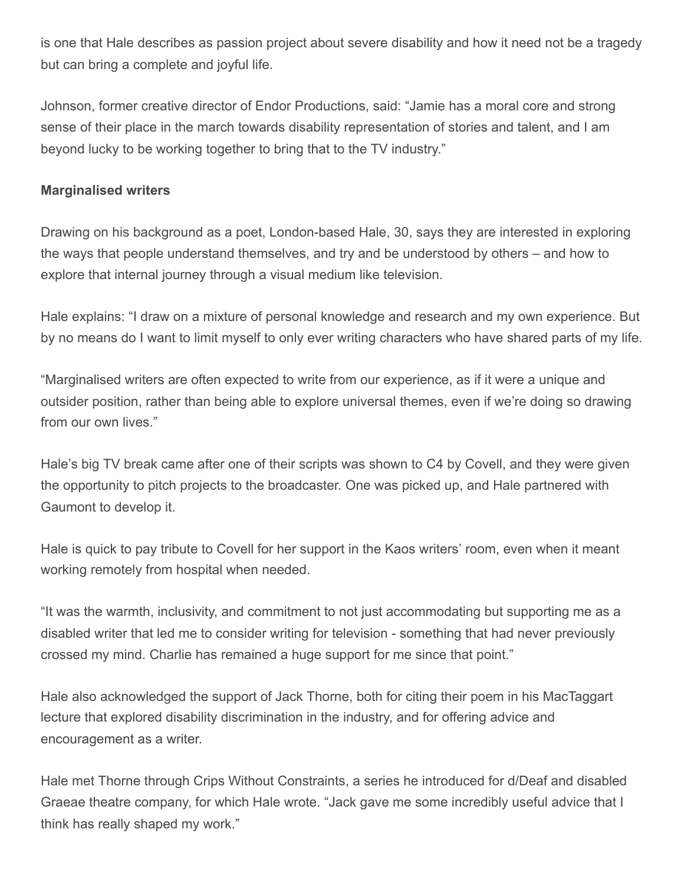is one that Hale describes as passion project about severe disability and how it need not be a tragedy but can bring a complete and joyful life.

Johnson, former creative director of Endor Productions, said: "Jamie has a moral core and strong sense of their place in the march towards disability representation of stories and talent, and I am beyond lucky to be working together to bring that to the TV industry."

**Marginalised writers**

Drawing on his background as a poet, London-based Hale, 30, says they are interested in exploring the ways that people understand themselves, and try and be understood by others – and how to explore that internal journey through a visual medium like television.

Hale explains: "I draw on a mixture of personal knowledge and research and my own experience. But by no means do I want to limit myself to only ever writing characters who have shared parts of my life.

"Marginalised writers are often expected to write from our experience, as if it were a unique and outsider position, rather than being able to explore universal themes, even if we're doing so drawing from our own lives."

Hale's big TV break came after one of their scripts was shown to C4 by Covell, and they were given the opportunity to pitch projects to the broadcaster. One was picked up, and Hale partnered with Gaumont to develop it.

Hale is quick to pay tribute to Covell for her support in the Kaos writers' room, even when it meant working remotely from hospital when needed.

"It was the warmth, inclusivity, and commitment to not just accommodating but supporting me as a disabled writer that led me to consider writing for television - something that had never previously crossed my mind. Charlie has remained a huge support for me since that point."

Hale also acknowledged the support of Jack Thorne, both for citing their poem in his MacTaggart lecture that explored disability discrimination in the industry, and for offering advice and encouragement as a writer.

Hale met Thorne through Crips Without Constraints, a series he introduced for d/Deaf and disabled Graeae theatre company, for which Hale wrote. "Jack gave me some incredibly useful advice that I think has really shaped my work."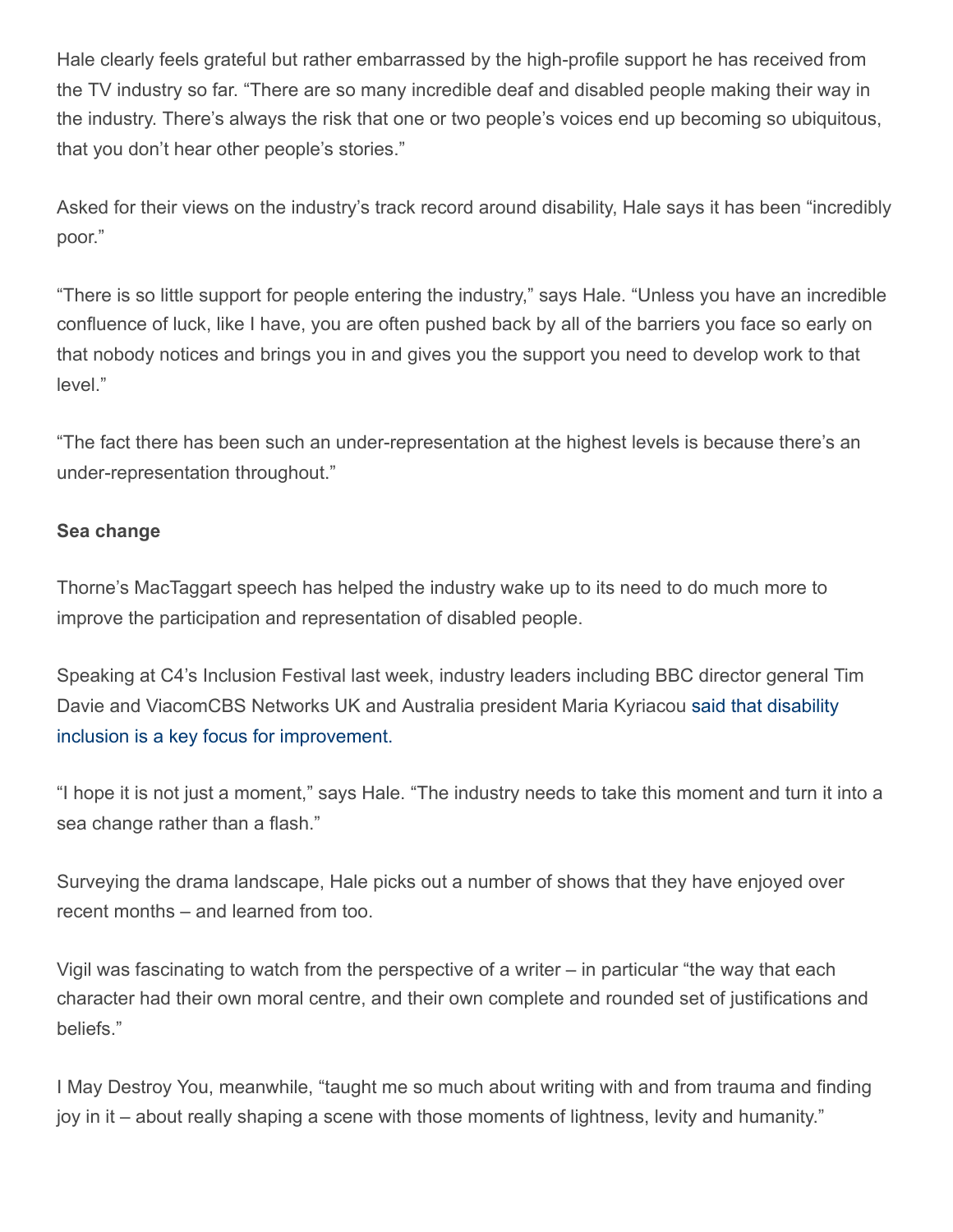Hale clearly feels grateful but rather embarrassed by the high-profile support he has received from the TV industry so far. “There are so many incredible deaf and disabled people making their way in the industry. There’s always the risk that one or two people’s voices end up becoming so ubiquitous, that you don’t hear other people’s stories.”

Asked for their views on the industry’s track record around disability, Hale says it has been “incredibly poor.”

“There is so little support for people entering the industry,” says Hale. “Unless you have an incredible confluence of luck, like I have, you are often pushed back by all of the barriers you face so early on that nobody notices and brings you in and gives you the support you need to develop work to that level.”

“The fact there has been such an under-representation at the highest levels is because there’s an under-representation throughout.”

**Sea change**

Thorne’s MacTaggart speech has helped the industry wake up to its need to do much more to improve the participation and representation of disabled people.

Speaking at C4’s Inclusion Festival last week, industry leaders including BBC director general Tim Davie and ViacomCBS Networks UK and Australia president Maria Kyriacou said that disability inclusion is a key focus for improvement.

“I hope it is not just a moment,” says Hale. “The industry needs to take this moment and turn it into a sea change rather than a flash.”

Surveying the drama landscape, Hale picks out a number of shows that they have enjoyed over recent months – and learned from too.

Vigil was fascinating to watch from the perspective of a writer – in particular “the way that each character had their own moral centre, and their own complete and rounded set of justifications and beliefs.”

I May Destroy You, meanwhile, “taught me so much about writing with and from trauma and finding joy in it – about really shaping a scene with those moments of lightness, levity and humanity.”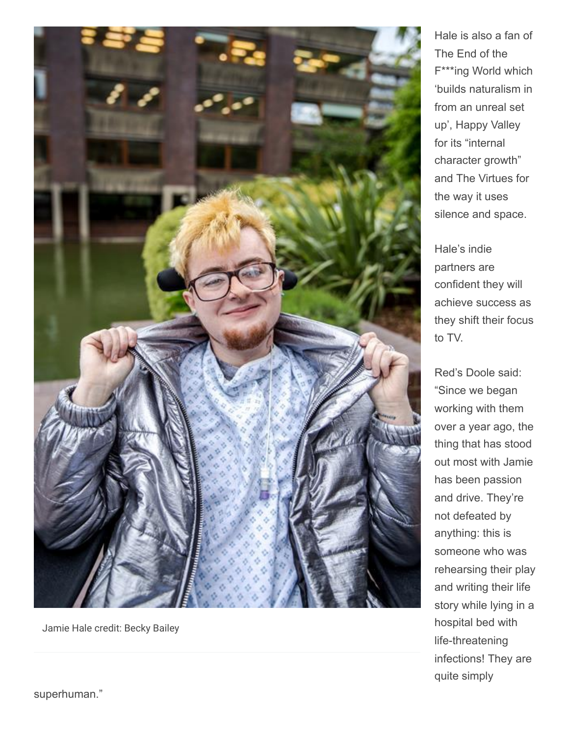Jamie Hale credit: Becky Bailey

Hale is also a fan of The End of the F***ing World which 'builds naturalism in from an unreal set up', Happy Valley for its "internal character growth" and The Virtues for the way it uses silence and space.

Hale's indie partners are confident they will achieve success as they shift their focus to TV.

Red's Doole said: "Since we began working with them over a year ago, the thing that has stood out most with Jamie has been passion and drive. They're not defeated by anything: this is someone who was rehearsing their play and writing their life story while lying in a hospital bed with life-threatening infections! They are quite simply superhuman."